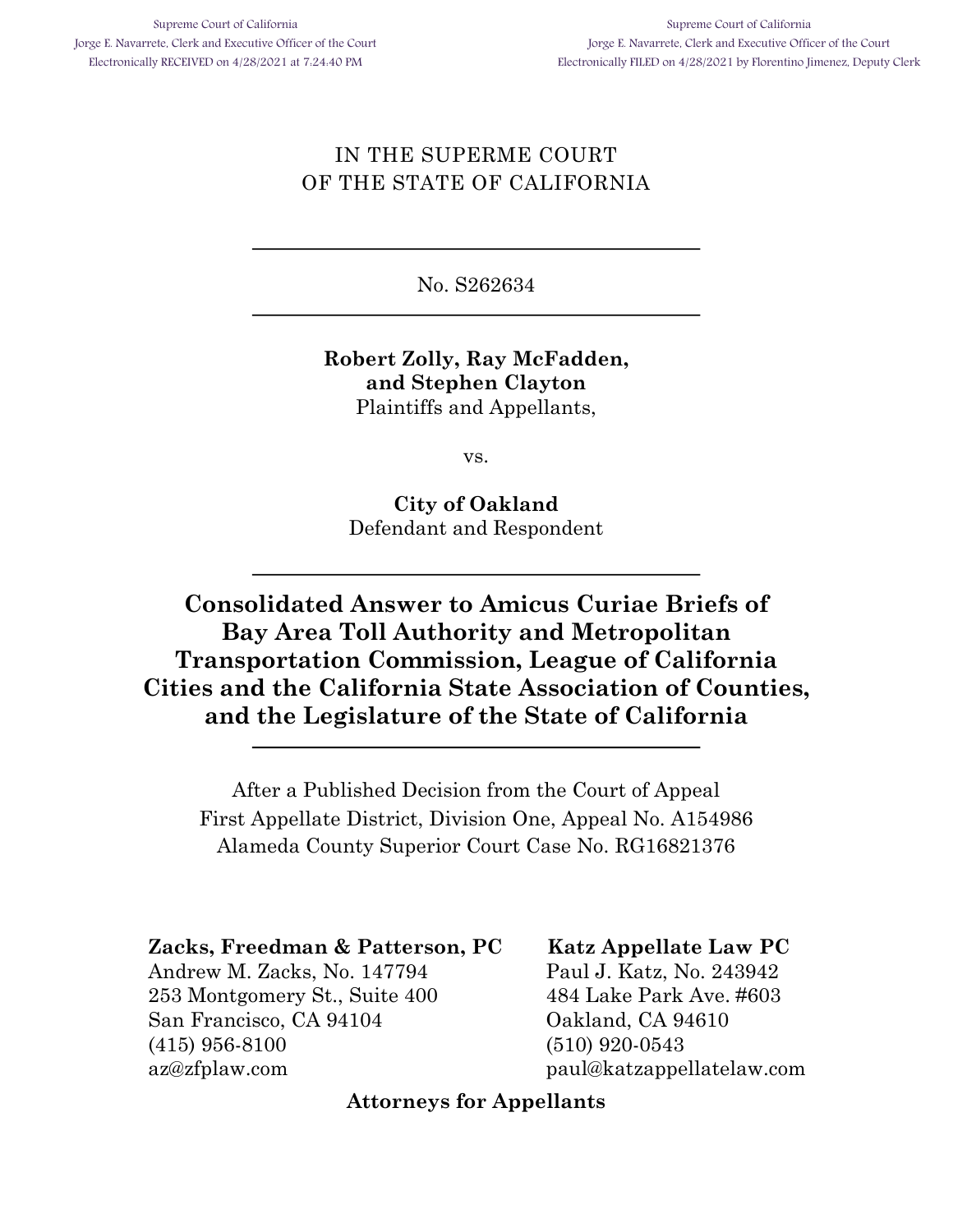Supreme Court of California
Jorge E. Navarrete, Clerk and Executive Officer of the Court
Electronically RECEIVED on 4/28/2021 at 7:24:40 PM

Supreme Court of California
Jorge E. Navarrete, Clerk and Executive Officer of the Court
Electronically FILED on 4/28/2021 by Florentino Jimenez, Deputy Clerk

IN THE SUPERME COURT
OF THE STATE OF CALIFORNIA

---

No. S262634

---

**Robert Zolly, Ray McFadden, and Stephen Clayton**
Plaintiffs and Appellants,

vs.

**City of Oakland**
Defendant and Respondent

---

# Consolidated Answer to Amicus Curiae Briefs of Bay Area Toll Authority and Metropolitan Transportation Commission, League of California Cities and the California State Association of Counties, and the Legislature of the State of California

---

After a Published Decision from the Court of Appeal
First Appellate District, Division One, Appeal No. A154986
Alameda County Superior Court Case No. RG16821376

**Zacks, Freedman & Patterson, PC**
Andrew M. Zacks, No. 147794
253 Montgomery St., Suite 400
San Francisco, CA 94104
(415) 956-8100
az@zfplaw.com

**Katz Appellate Law PC**
Paul J. Katz, No. 243942
484 Lake Park Ave. #603
Oakland, CA 94610
(510) 920-0543
paul@katzappellatelaw.com

**Attorneys for Appellants**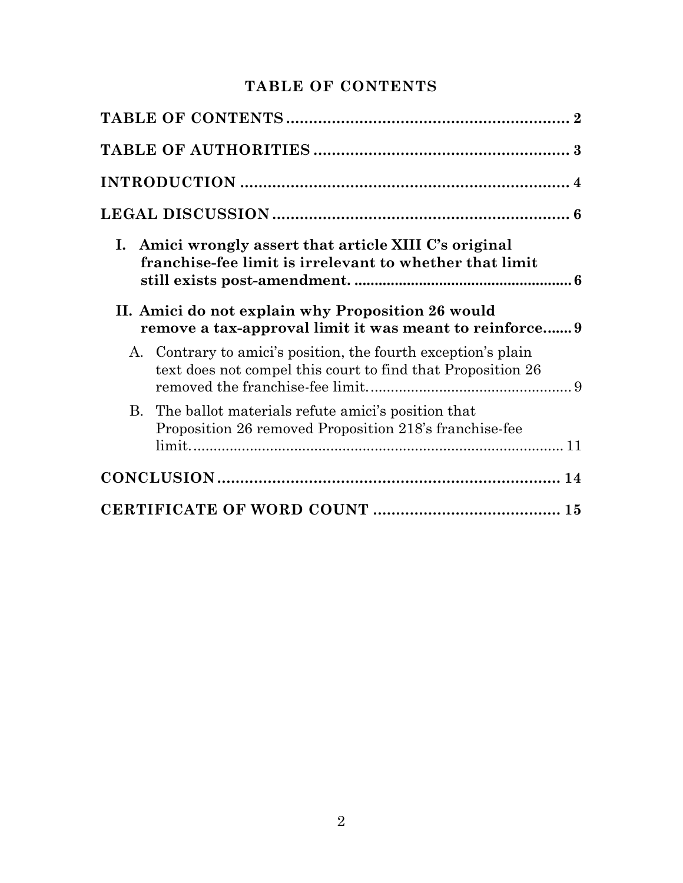# TABLE OF CONTENTS

**TABLE OF CONTENTS** .......................................................... 2

**TABLE OF AUTHORITIES** ..................................................... 3

**INTRODUCTION** .................................................................... 4

**LEGAL DISCUSSION** ............................................................. 6

- **I. Amici wrongly assert that article XIII C's original franchise-fee limit is irrelevant to whether that limit still exists post-amendment.** ............................................ 6
- **II. Amici do not explain why Proposition 26 would remove a tax-approval limit it was meant to reinforce.** ...... 9
  - A. Contrary to amici's position, the fourth exception's plain text does not compel this court to find that Proposition 26 removed the franchise-fee limit. ............................................. 9
  - B. The ballot materials refute amici's position that Proposition 218 removed Proposition 218's franchise-fee limit. ................................................................................... 11

**CONCLUSION** ....................................................................... 14

**CERTIFICATE OF WORD COUNT** ........................................ 15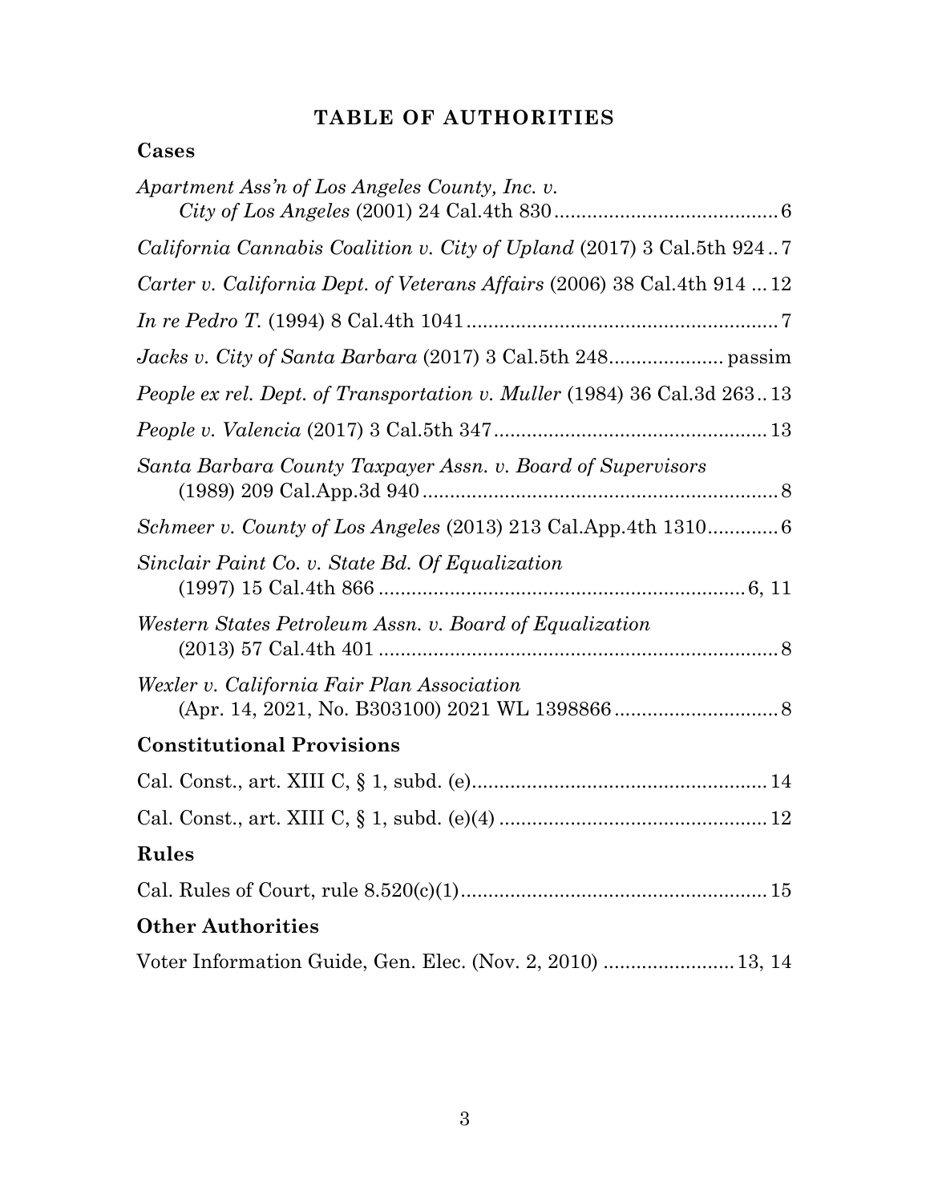# TABLE OF AUTHORITIES

## Cases

*Apartment Ass'n of Los Angeles County, Inc. v. City of Los Angeles* (2001) 24 Cal.4th 830 ........ 6

*California Cannabis Coalition v. City of Upland* (2017) 3 Cal.5th 924 .. 7

*Carter v. California Dept. of Veterans Affairs* (2006) 38 Cal.4th 914 ... 12

*In re Pedro T.* (1994) 8 Cal.4th 1041 ........ 7

*Jacks v. City of Santa Barbara* (2017) 3 Cal.5th 248 ........ passim

*People ex rel. Dept. of Transportation v. Muller* (1984) 36 Cal.3d 263 .. 13

*People v. Valencia* (2017) 3 Cal.5th 347 ........ 13

*Santa Barbara County Taxpayer Assn. v. Board of Supervisors* (1989) 209 Cal.App.3d 940 ........ 8

*Schmeer v. County of Los Angeles* (2013) 213 Cal.App.4th 1310 ........ 6

*Sinclair Paint Co. v. State Bd. Of Equalization* (1997) 15 Cal.4th 866 ........ 6, 11

*Western States Petroleum Assn. v. Board of Equalization* (2013) 57 Cal.4th 401 ........ 8

*Wexler v. California Fair Plan Association* (Apr. 14, 2021, No. B303100) 2021 WL 1398866 ........ 8

## Constitutional Provisions

Cal. Const., art. XIII C, § 1, subd. (e) ........ 14

Cal. Const., art. XIII C, § 1, subd. (e)(4) ........ 12

## Rules

Cal. Rules of Court, rule 8.520(c)(1) ........ 15

## Other Authorities

Voter Information Guide, Gen. Elec. (Nov. 2, 2010) ........ 13, 14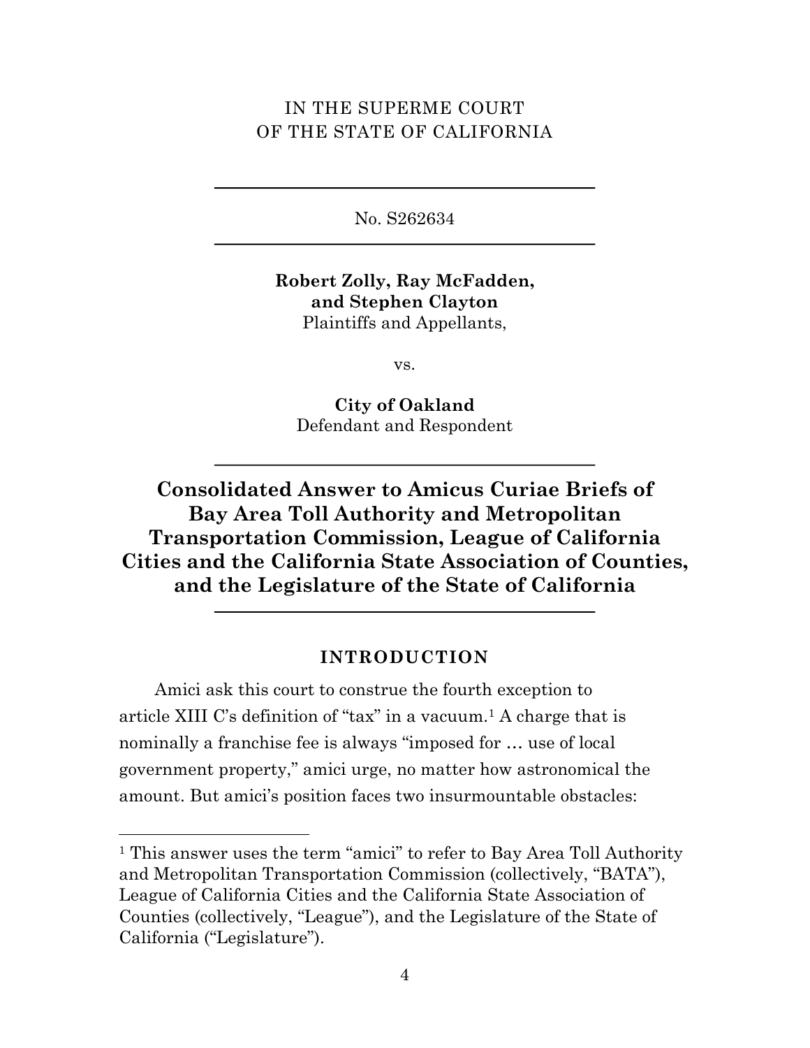IN THE SUPERME COURT
OF THE STATE OF CALIFORNIA

---

No. S262634

---

**Robert Zolly, Ray McFadden, and Stephen Clayton**
Plaintiffs and Appellants,

vs.

**City of Oakland**
Defendant and Respondent

---

# Consolidated Answer to Amicus Curiae Briefs of Bay Area Toll Authority and Metropolitan Transportation Commission, League of California Cities and the California State Association of Counties, and the Legislature of the State of California

---

## INTRODUCTION

Amici ask this court to construe the fourth exception to article XIII C's definition of "tax" in a vacuum.[1] A charge that is nominally a franchise fee is always "imposed for … use of local government property," amici urge, no matter how astronomical the amount. But amici's position faces two insurmountable obstacles:

---

[1] This answer uses the term "amici" to refer to Bay Area Toll Authority and Metropolitan Transportation Commission (collectively, "BATA"), League of California Cities and the California State Association of Counties (collectively, "League"), and the Legislature of the State of California ("Legislature").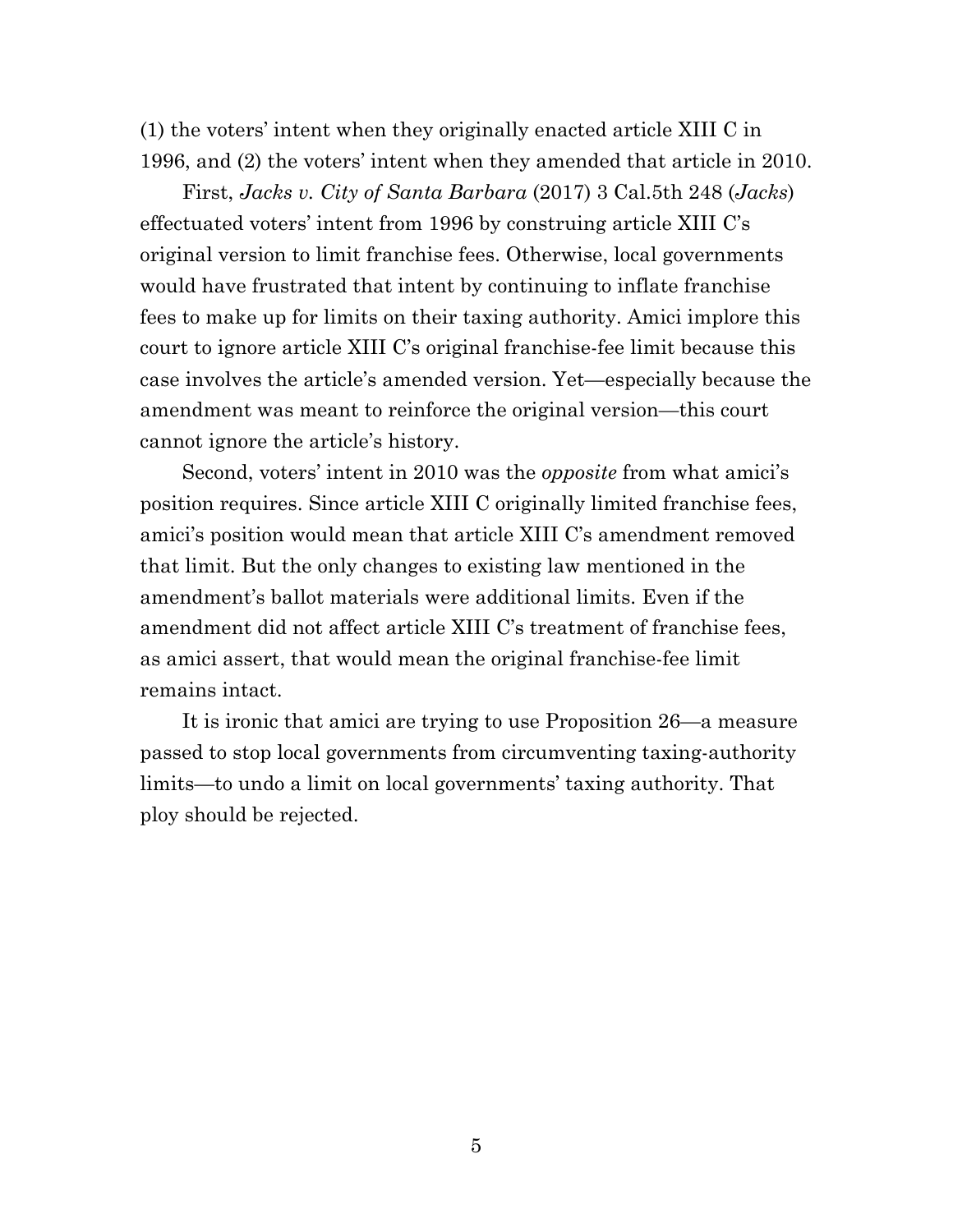(1) the voters' intent when they originally enacted article XIII C in 1996, and (2) the voters' intent when they amended that article in 2010.

First, *Jacks v. City of Santa Barbara* (2017) 3 Cal.5th 248 (*Jacks*) effectuated voters' intent from 1996 by construing article XIII C's original version to limit franchise fees. Otherwise, local governments would have frustrated that intent by continuing to inflate franchise fees to make up for limits on their taxing authority. Amici implore this court to ignore article XIII C's original franchise-fee limit because this case involves the article's amended version. Yet—especially because the amendment was meant to reinforce the original version—this court cannot ignore the article's history.

Second, voters' intent in 2010 was the *opposite* from what amici's position requires. Since article XIII C originally limited franchise fees, amici's position would mean that article XIII C's amendment removed that limit. But the only changes to existing law mentioned in the amendment's ballot materials were additional limits. Even if the amendment did not affect article XIII C's treatment of franchise fees, as amici assert, that would mean the original franchise-fee limit remains intact.

It is ironic that amici are trying to use Proposition 26—a measure passed to stop local governments from circumventing taxing-authority limits—to undo a limit on local governments' taxing authority. That ploy should be rejected.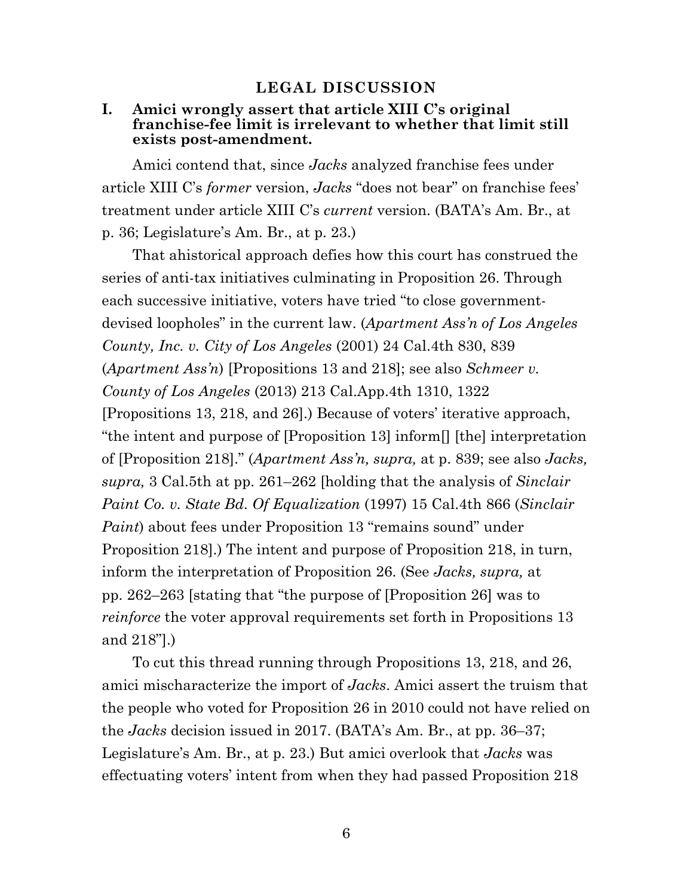## LEGAL DISCUSSION

### I. Amici wrongly assert that article XIII C's original franchise-fee limit is irrelevant to whether that limit still exists post-amendment.

Amici contend that, since *Jacks* analyzed franchise fees under article XIII C's *former* version, *Jacks* "does not bear" on franchise fees' treatment under article XIII C's *current* version. (BATA's Am. Br., at p. 36; Legislature's Am. Br., at p. 23.)

That ahistorical approach defies how this court has construed the series of anti-tax initiatives culminating in Proposition 26. Through each successive initiative, voters have tried "to close government-devised loopholes" in the current law. (*Apartment Ass'n of Los Angeles County, Inc. v. City of Los Angeles* (2001) 24 Cal.4th 830, 839 (*Apartment Ass'n*) [Propositions 13 and 218]; see also *Schmeer v. County of Los Angeles* (2013) 213 Cal.App.4th 1310, 1322 [Propositions 13, 218, and 26].) Because of voters' iterative approach, "the intent and purpose of [Proposition 13] inform[] [the] interpretation of [Proposition 218]." (*Apartment Ass'n, supra,* at p. 839; see also *Jacks, supra,* 3 Cal.5th at pp. 261–262 [holding that the analysis of *Sinclair Paint Co. v. State Bd. Of Equalization* (1997) 15 Cal.4th 866 (*Sinclair Paint*) about fees under Proposition 13 "remains sound" under Proposition 218].) The intent and purpose of Proposition 218, in turn, inform the interpretation of Proposition 26. (See *Jacks, supra,* at pp. 262–263 [stating that "the purpose of [Proposition 26] was to *reinforce* the voter approval requirements set forth in Propositions 13 and 218"].)

To cut this thread running through Propositions 13, 218, and 26, amici mischaracterize the import of *Jacks*. Amici assert the truism that the people who voted for Proposition 26 in 2010 could not have relied on the *Jacks* decision issued in 2017. (BATA's Am. Br., at pp. 36–37; Legislature's Am. Br., at p. 23.) But amici overlook that *Jacks* was effectuating voters' intent from when they had passed Proposition 218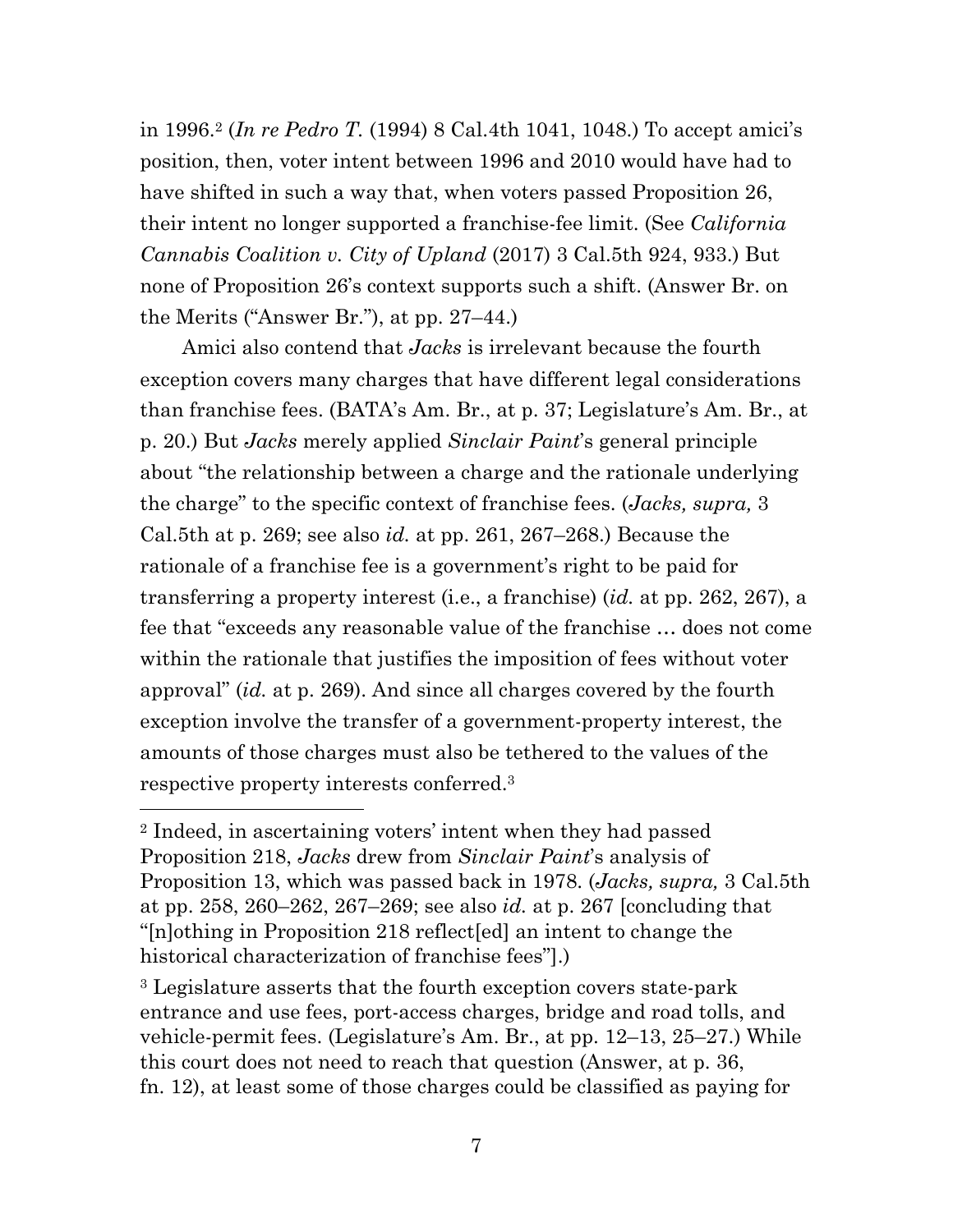in 1996.[2] (*In re Pedro T.* (1994) 8 Cal.4th 1041, 1048.) To accept amici's position, then, voter intent between 1996 and 2010 would have had to have shifted in such a way that, when voters passed Proposition 26, their intent no longer supported a franchise-fee limit. (See *California Cannabis Coalition v. City of Upland* (2017) 3 Cal.5th 924, 933.) But none of Proposition 26's context supports such a shift. (Answer Br. on the Merits ("Answer Br."), at pp. 27–44.)

Amici also contend that *Jacks* is irrelevant because the fourth exception covers many charges that have different legal considerations than franchise fees. (BATA's Am. Br., at p. 37; Legislature's Am. Br., at p. 20.) But *Jacks* merely applied *Sinclair Paint*'s general principle about "the relationship between a charge and the rationale underlying the charge" to the specific context of franchise fees. (*Jacks, supra,* 3 Cal.5th at p. 269; see also *id.* at pp. 261, 267–268.) Because the rationale of a franchise fee is a government's right to be paid for transferring a property interest (i.e., a franchise) (*id.* at pp. 262, 267), a fee that "exceeds any reasonable value of the franchise … does not come within the rationale that justifies the imposition of fees without voter approval" (*id.* at p. 269). And since all charges covered by the fourth exception involve the transfer of a government-property interest, the amounts of those charges must also be tethered to the values of the respective property interests conferred.[3]

---

[2] Indeed, in ascertaining voters' intent when they had passed Proposition 218, *Jacks* drew from *Sinclair Paint*'s analysis of Proposition 13, which was passed back in 1978. (*Jacks, supra,* 3 Cal.5th at pp. 258, 260–262, 267–269; see also *id.* at p. 267 [concluding that "[n]othing in Proposition 218 reflect[ed] an intent to change the historical characterization of franchise fees"].)

[3] Legislature asserts that the fourth exception covers state-park entrance and use fees, port-access charges, bridge and road tolls, and vehicle-permit fees. (Legislature's Am. Br., at pp. 12–13, 25–27.) While this court does not need to reach that question (Answer, at p. 36, fn. 12), at least some of those charges could be classified as paying for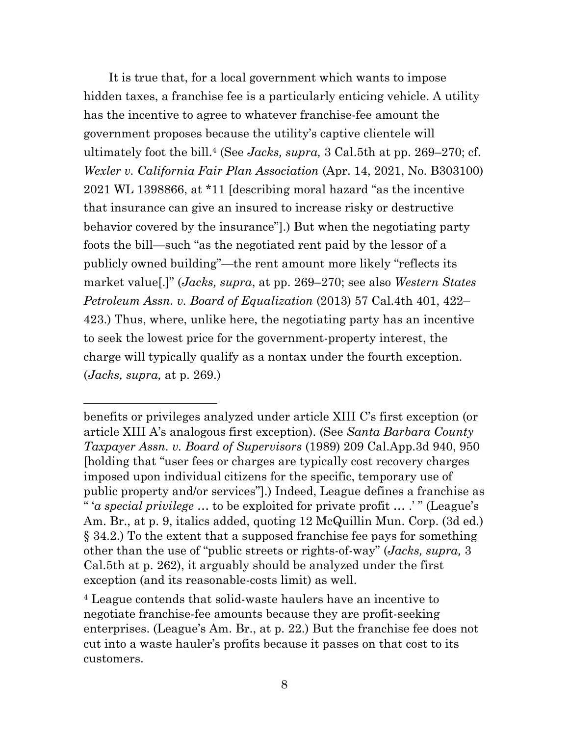It is true that, for a local government which wants to impose hidden taxes, a franchise fee is a particularly enticing vehicle. A utility has the incentive to agree to whatever franchise-fee amount the government proposes because the utility's captive clientele will ultimately foot the bill.[4] (See *Jacks, supra,* 3 Cal.5th at pp. 269–270; cf. *Wexler v. California Fair Plan Association* (Apr. 14, 2021, No. B303100) 2021 WL 1398866, at *11 [describing moral hazard "as the incentive that insurance can give an insured to increase risky or destructive behavior covered by the insurance"].) But when the negotiating party foots the bill—such "as the negotiated rent paid by the lessor of a publicly owned building"—the rent amount more likely "reflects its market value[.]" (*Jacks, supra*, at pp. 269–270; see also *Western States Petroleum Assn. v. Board of Equalization* (2013) 57 Cal.4th 401, 422–423.) Thus, where, unlike here, the negotiating party has an incentive to seek the lowest price for the government-property interest, the charge will typically qualify as a nontax under the fourth exception. (*Jacks, supra,* at p. 269.)

---

benefits or privileges analyzed under article XIII C's first exception (or article XIII A's analogous first exception). (See *Santa Barbara County Taxpayer Assn. v. Board of Supervisors* (1989) 209 Cal.App.3d 940, 950 [holding that "user fees or charges are typically cost recovery charges imposed upon individual citizens for the specific, temporary use of public property and/or services"].) Indeed, League defines a franchise as " '*a special privilege* … to be exploited for private profit … .' " (League's Am. Br., at p. 9, italics added, quoting 12 McQuillin Mun. Corp. (3d ed.) § 34.2.) To the extent that a supposed franchise fee pays for something other than the use of "public streets or rights-of-way" (*Jacks, supra,* 3 Cal.5th at p. 262), it arguably should be analyzed under the first exception (and its reasonable-costs limit) as well.

[4] League contends that solid-waste haulers have an incentive to negotiate franchise-fee amounts because they are profit-seeking enterprises. (League's Am. Br., at p. 22.) But the franchise fee does not cut into a waste hauler's profits because it passes on that cost to its customers.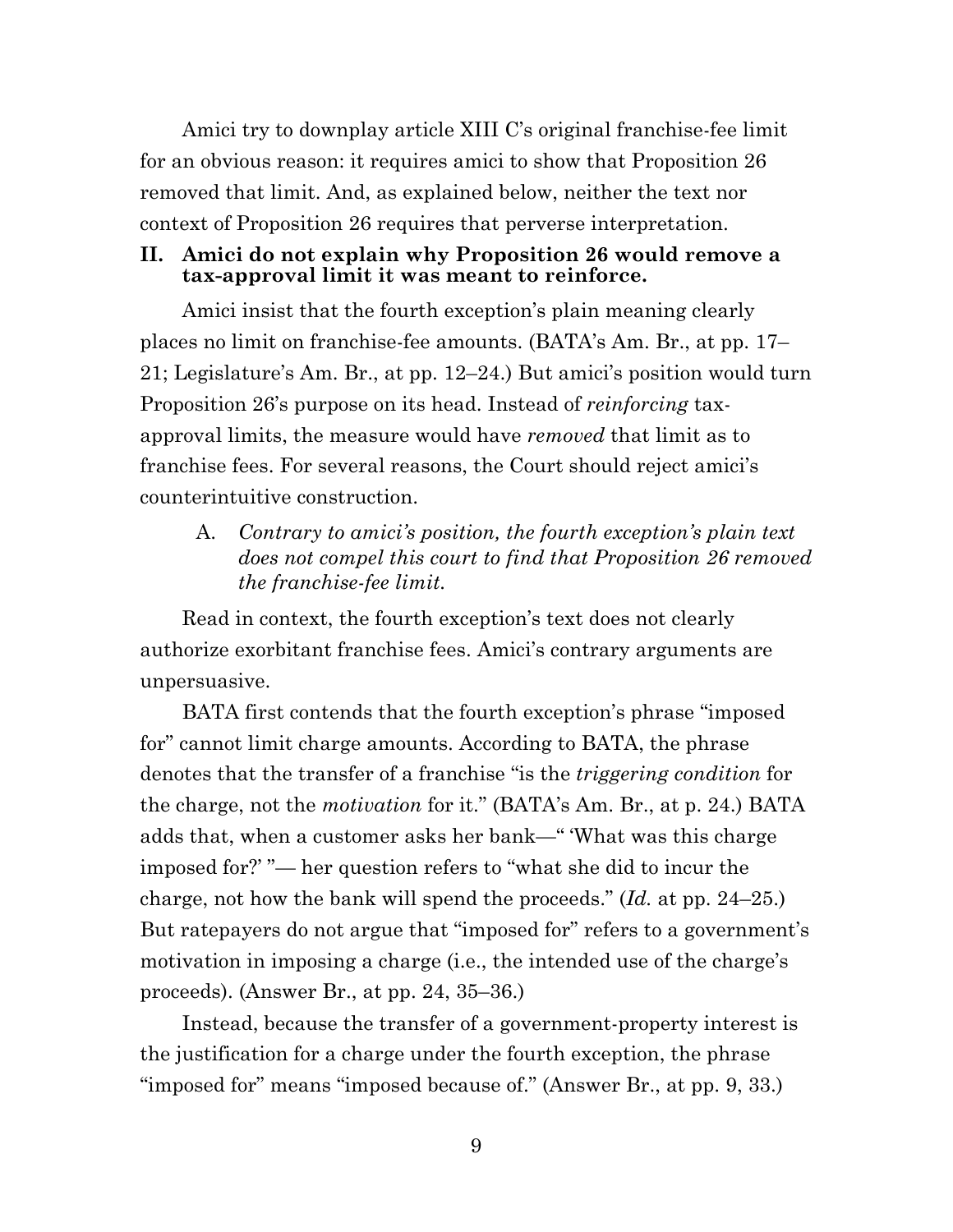Amici try to downplay article XIII C's original franchise-fee limit for an obvious reason: it requires amici to show that Proposition 26 removed that limit. And, as explained below, neither the text nor context of Proposition 26 requires that perverse interpretation.

## II. Amici do not explain why Proposition 26 would remove a tax-approval limit it was meant to reinforce.

Amici insist that the fourth exception's plain meaning clearly places no limit on franchise-fee amounts. (BATA's Am. Br., at pp. 17–21; Legislature's Am. Br., at pp. 12–24.) But amici's position would turn Proposition 26's purpose on its head. Instead of *reinforcing* tax-approval limits, the measure would have *removed* that limit as to franchise fees. For several reasons, the Court should reject amici's counterintuitive construction.

### A. *Contrary to amici's position, the fourth exception's plain text does not compel this court to find that Proposition 26 removed the franchise-fee limit.*

Read in context, the fourth exception's text does not clearly authorize exorbitant franchise fees. Amici's contrary arguments are unpersuasive.

BATA first contends that the fourth exception's phrase "imposed for" cannot limit charge amounts. According to BATA, the phrase denotes that the transfer of a franchise "is the *triggering condition* for the charge, not the *motivation* for it." (BATA's Am. Br., at p. 24.) BATA adds that, when a customer asks her bank—" 'What was this charge imposed for?' "— her question refers to "what she did to incur the charge, not how the bank will spend the proceeds." (*Id.* at pp. 24–25.) But ratepayers do not argue that "imposed for" refers to a government's motivation in imposing a charge (i.e., the intended use of the charge's proceeds). (Answer Br., at pp. 24, 35–36.)

Instead, because the transfer of a government-property interest is the justification for a charge under the fourth exception, the phrase "imposed for" means "imposed because of." (Answer Br., at pp. 9, 33.)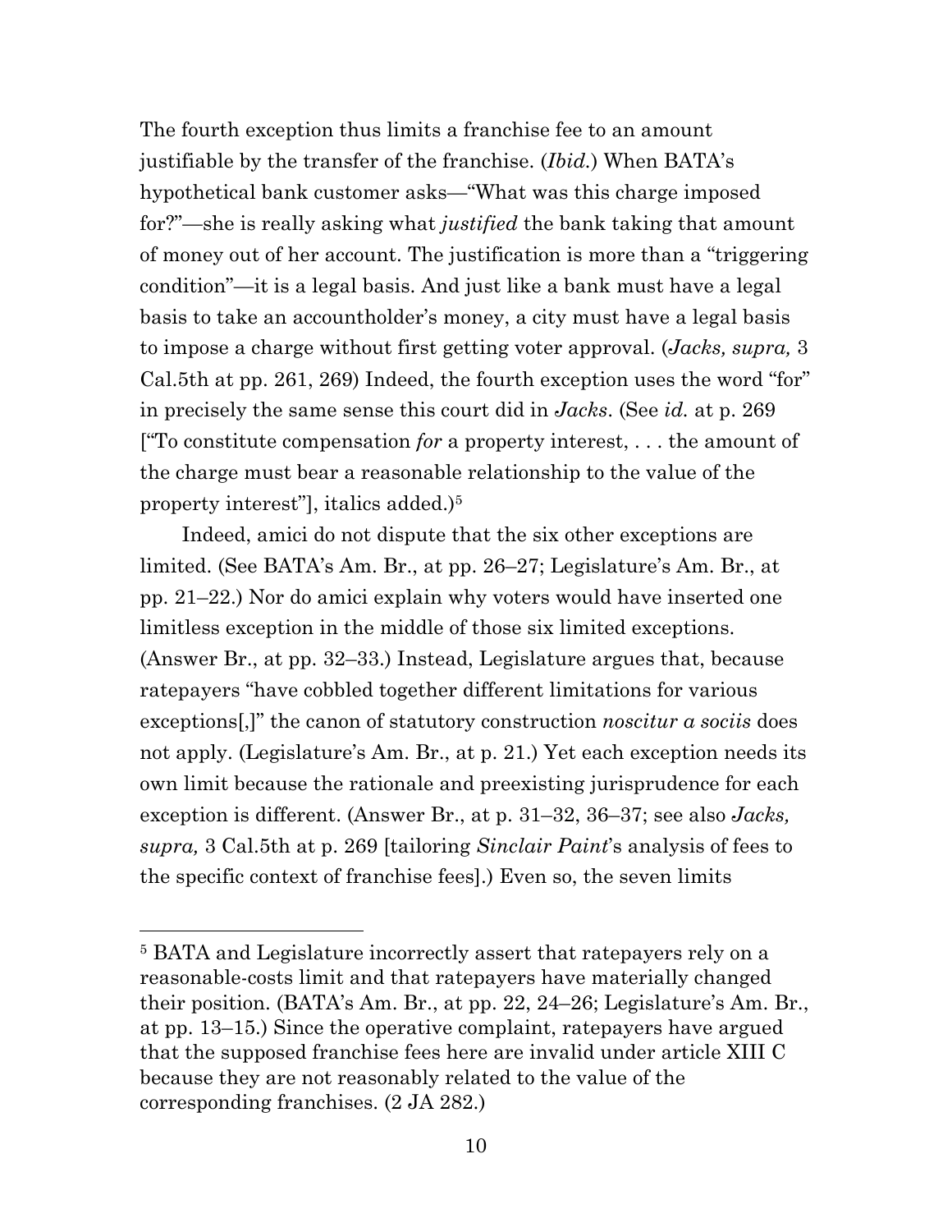The fourth exception thus limits a franchise fee to an amount justifiable by the transfer of the franchise. (*Ibid.*) When BATA's hypothetical bank customer asks—"What was this charge imposed for?"—she is really asking what *justified* the bank taking that amount of money out of her account. The justification is more than a "triggering condition"—it is a legal basis. And just like a bank must have a legal basis to take an accountholder's money, a city must have a legal basis to impose a charge without first getting voter approval. (*Jacks, supra,* 3 Cal.5th at pp. 261, 269) Indeed, the fourth exception uses the word "for" in precisely the same sense this court did in *Jacks*. (See *id.* at p. 269 ["To constitute compensation *for* a property interest, . . . the amount of the charge must bear a reasonable relationship to the value of the property interest"], italics added.)[5]

Indeed, amici do not dispute that the six other exceptions are limited. (See BATA's Am. Br., at pp. 26–27; Legislature's Am. Br., at pp. 21–22.) Nor do amici explain why voters would have inserted one limitless exception in the middle of those six limited exceptions. (Answer Br., at pp. 32–33.) Instead, Legislature argues that, because ratepayers "have cobbled together different limitations for various exceptions[,]" the canon of statutory construction *noscitur a sociis* does not apply. (Legislature's Am. Br., at p. 21.) Yet each exception needs its own limit because the rationale and preexisting jurisprudence for each exception is different. (Answer Br., at p. 31–32, 36–37; see also *Jacks, supra,* 3 Cal.5th at p. 269 [tailoring *Sinclair Paint*'s analysis of fees to the specific context of franchise fees].) Even so, the seven limits

---

[5] BATA and Legislature incorrectly assert that ratepayers rely on a reasonable-costs limit and that ratepayers have materially changed their position. (BATA's Am. Br., at pp. 22, 24–26; Legislature's Am. Br., at pp. 13–15.) Since the operative complaint, ratepayers have argued that the supposed franchise fees here are invalid under article XIII C because they are not reasonably related to the value of the corresponding franchises. (2 JA 282.)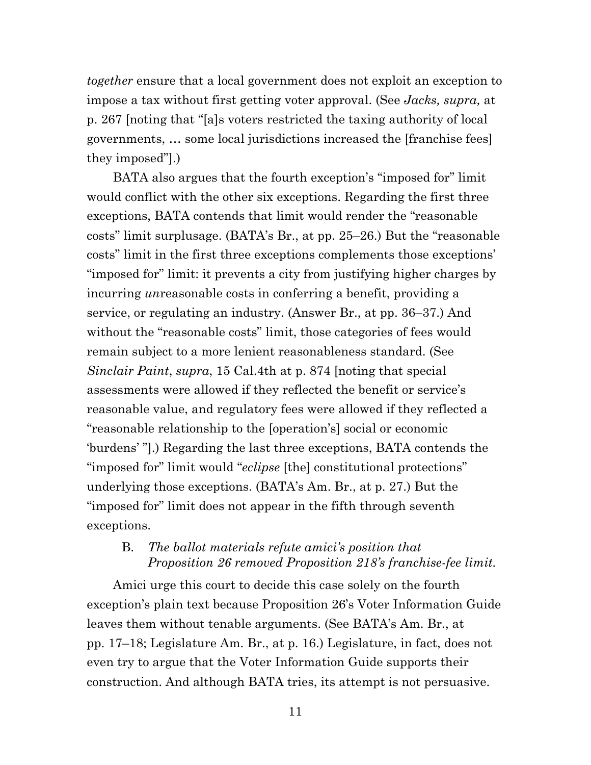*together* ensure that a local government does not exploit an exception to impose a tax without first getting voter approval. (See *Jacks, supra,* at p. 267 [noting that "[a]s voters restricted the taxing authority of local governments, … some local jurisdictions increased the [franchise fees] they imposed"].)

BATA also argues that the fourth exception's "imposed for" limit would conflict with the other six exceptions. Regarding the first three exceptions, BATA contends that limit would render the "reasonable costs" limit surplusage. (BATA's Br., at pp. 25–26.) But the "reasonable costs" limit in the first three exceptions complements those exceptions' "imposed for" limit: it prevents a city from justifying higher charges by incurring *un*reasonable costs in conferring a benefit, providing a service, or regulating an industry. (Answer Br., at pp. 36–37.) And without the "reasonable costs" limit, those categories of fees would remain subject to a more lenient reasonableness standard. (See *Sinclair Paint*, *supra*, 15 Cal.4th at p. 874 [noting that special assessments were allowed if they reflected the benefit or service's reasonable value, and regulatory fees were allowed if they reflected a "reasonable relationship to the [operation's] social or economic 'burdens' "].) Regarding the last three exceptions, BATA contends the "imposed for" limit would "*eclipse* [the] constitutional protections" underlying those exceptions. (BATA's Am. Br., at p. 27.) But the "imposed for" limit does not appear in the fifth through seventh exceptions.

### B. *The ballot materials refute amici's position that Proposition 26 removed Proposition 218's franchise-fee limit.*

Amici urge this court to decide this case solely on the fourth exception's plain text because Proposition 26's Voter Information Guide leaves them without tenable arguments. (See BATA's Am. Br., at pp. 17–18; Legislature Am. Br., at p. 16.) Legislature, in fact, does not even try to argue that the Voter Information Guide supports their construction. And although BATA tries, its attempt is not persuasive.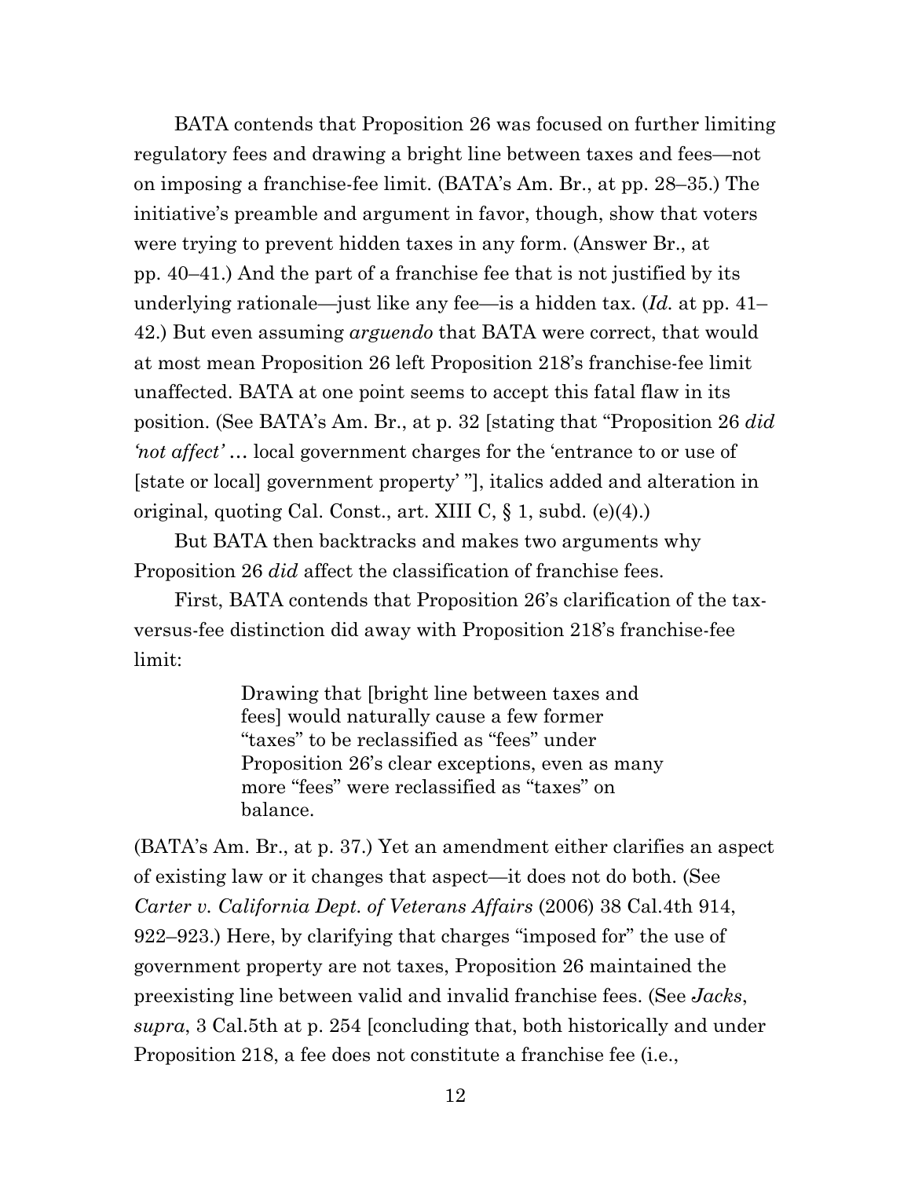BATA contends that Proposition 26 was focused on further limiting regulatory fees and drawing a bright line between taxes and fees—not on imposing a franchise-fee limit. (BATA's Am. Br., at pp. 28–35.) The initiative's preamble and argument in favor, though, show that voters were trying to prevent hidden taxes in any form. (Answer Br., at pp. 40–41.) And the part of a franchise fee that is not justified by its underlying rationale—just like any fee—is a hidden tax. (*Id.* at pp. 41–42.) But even assuming *arguendo* that BATA were correct, that would at most mean Proposition 26 left Proposition 218's franchise-fee limit unaffected. BATA at one point seems to accept this fatal flaw in its position. (See BATA's Am. Br., at p. 32 [stating that "Proposition 26 *did 'not affect'* … local government charges for the 'entrance to or use of [state or local] government property' "], italics added and alteration in original, quoting Cal. Const., art. XIII C, § 1, subd. (e)(4).)

But BATA then backtracks and makes two arguments why Proposition 26 *did* affect the classification of franchise fees.

First, BATA contends that Proposition 26's clarification of the tax-versus-fee distinction did away with Proposition 218's franchise-fee limit:

> Drawing that [bright line between taxes and fees] would naturally cause a few former "taxes" to be reclassified as "fees" under Proposition 26's clear exceptions, even as many more "fees" were reclassified as "taxes" on balance.

(BATA's Am. Br., at p. 37.) Yet an amendment either clarifies an aspect of existing law or it changes that aspect—it does not do both. (See *Carter v. California Dept. of Veterans Affairs* (2006) 38 Cal.4th 914, 922–923.) Here, by clarifying that charges "imposed for" the use of government property are not taxes, Proposition 26 maintained the preexisting line between valid and invalid franchise fees. (See *Jacks*, *supra*, 3 Cal.5th at p. 254 [concluding that, both historically and under Proposition 218, a fee does not constitute a franchise fee (i.e.,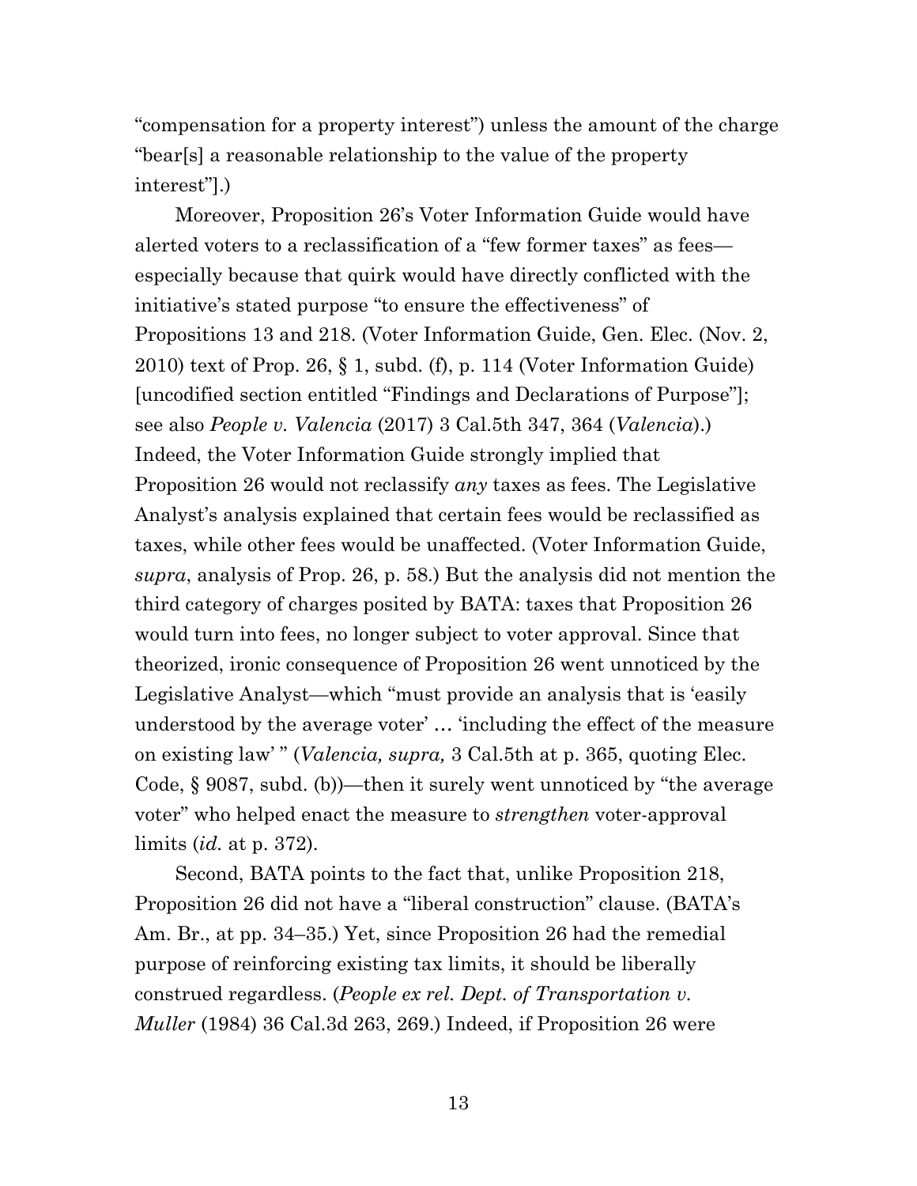"compensation for a property interest") unless the amount of the charge "bear[s] a reasonable relationship to the value of the property interest"].)

Moreover, Proposition 26's Voter Information Guide would have alerted voters to a reclassification of a "few former taxes" as fees—especially because that quirk would have directly conflicted with the initiative's stated purpose "to ensure the effectiveness" of Propositions 13 and 218. (Voter Information Guide, Gen. Elec. (Nov. 2, 2010) text of Prop. 26, § 1, subd. (f), p. 114 (Voter Information Guide) [uncodified section entitled "Findings and Declarations of Purpose"]; see also *People v. Valencia* (2017) 3 Cal.5th 347, 364 (*Valencia*).) Indeed, the Voter Information Guide strongly implied that Proposition 26 would not reclassify *any* taxes as fees. The Legislative Analyst's analysis explained that certain fees would be reclassified as taxes, while other fees would be unaffected. (Voter Information Guide, *supra*, analysis of Prop. 26, p. 58.) But the analysis did not mention the third category of charges posited by BATA: taxes that Proposition 26 would turn into fees, no longer subject to voter approval. Since that theorized, ironic consequence of Proposition 26 went unnoticed by the Legislative Analyst—which "must provide an analysis that is 'easily understood by the average voter' … 'including the effect of the measure on existing law' " (*Valencia, supra,* 3 Cal.5th at p. 365, quoting Elec. Code, § 9087, subd. (b))—then it surely went unnoticed by "the average voter" who helped enact the measure to *strengthen* voter-approval limits (*id.* at p. 372).

Second, BATA points to the fact that, unlike Proposition 218, Proposition 26 did not have a "liberal construction" clause. (BATA's Am. Br., at pp. 34–35.) Yet, since Proposition 26 had the remedial purpose of reinforcing existing tax limits, it should be liberally construed regardless. (*People ex rel. Dept. of Transportation v. Muller* (1984) 36 Cal.3d 263, 269.) Indeed, if Proposition 26 were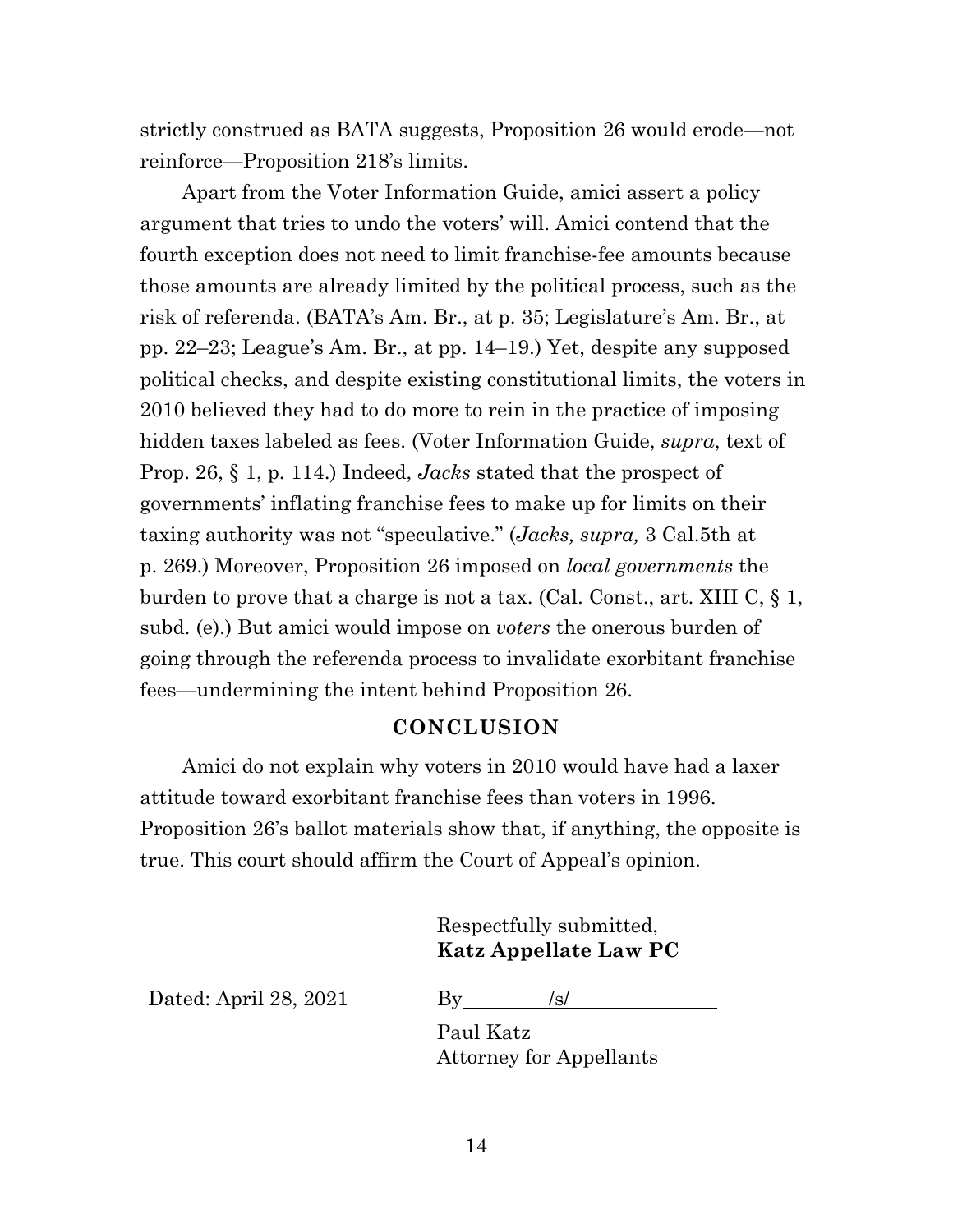strictly construed as BATA suggests, Proposition 26 would erode—not reinforce—Proposition 218's limits.

Apart from the Voter Information Guide, amici assert a policy argument that tries to undo the voters' will. Amici contend that the fourth exception does not need to limit franchise-fee amounts because those amounts are already limited by the political process, such as the risk of referenda. (BATA's Am. Br., at p. 35; Legislature's Am. Br., at pp. 22–23; League's Am. Br., at pp. 14–19.) Yet, despite any supposed political checks, and despite existing constitutional limits, the voters in 2010 believed they had to do more to rein in the practice of imposing hidden taxes labeled as fees. (Voter Information Guide, *supra*, text of Prop. 26, § 1, p. 114.) Indeed, *Jacks* stated that the prospect of governments' inflating franchise fees to make up for limits on their taxing authority was not "speculative." (*Jacks, supra,* 3 Cal.5th at p. 269.) Moreover, Proposition 26 imposed on *local governments* the burden to prove that a charge is not a tax. (Cal. Const., art. XIII C, § 1, subd. (e).) But amici would impose on *voters* the onerous burden of going through the referenda process to invalidate exorbitant franchise fees—undermining the intent behind Proposition 26.

## CONCLUSION

Amici do not explain why voters in 2010 would have had a laxer attitude toward exorbitant franchise fees than voters in 1996. Proposition 26's ballot materials show that, if anything, the opposite is true. This court should affirm the Court of Appeal's opinion.

Respectfully submitted,
**Katz Appellate Law PC**

Dated: April 28, 2021

By /s/

Paul Katz
Attorney for Appellants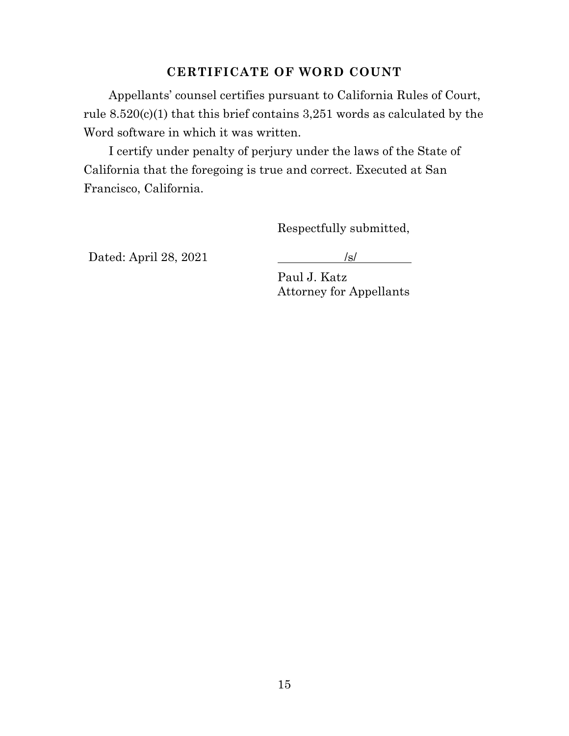## CERTIFICATE OF WORD COUNT

Appellants' counsel certifies pursuant to California Rules of Court, rule 8.520(c)(1) that this brief contains 3,251 words as calculated by the Word software in which it was written.

I certify under penalty of perjury under the laws of the State of California that the foregoing is true and correct. Executed at San Francisco, California.

Respectfully submitted,

Dated: April 28, 2021

/s/

Paul J. Katz
Attorney for Appellants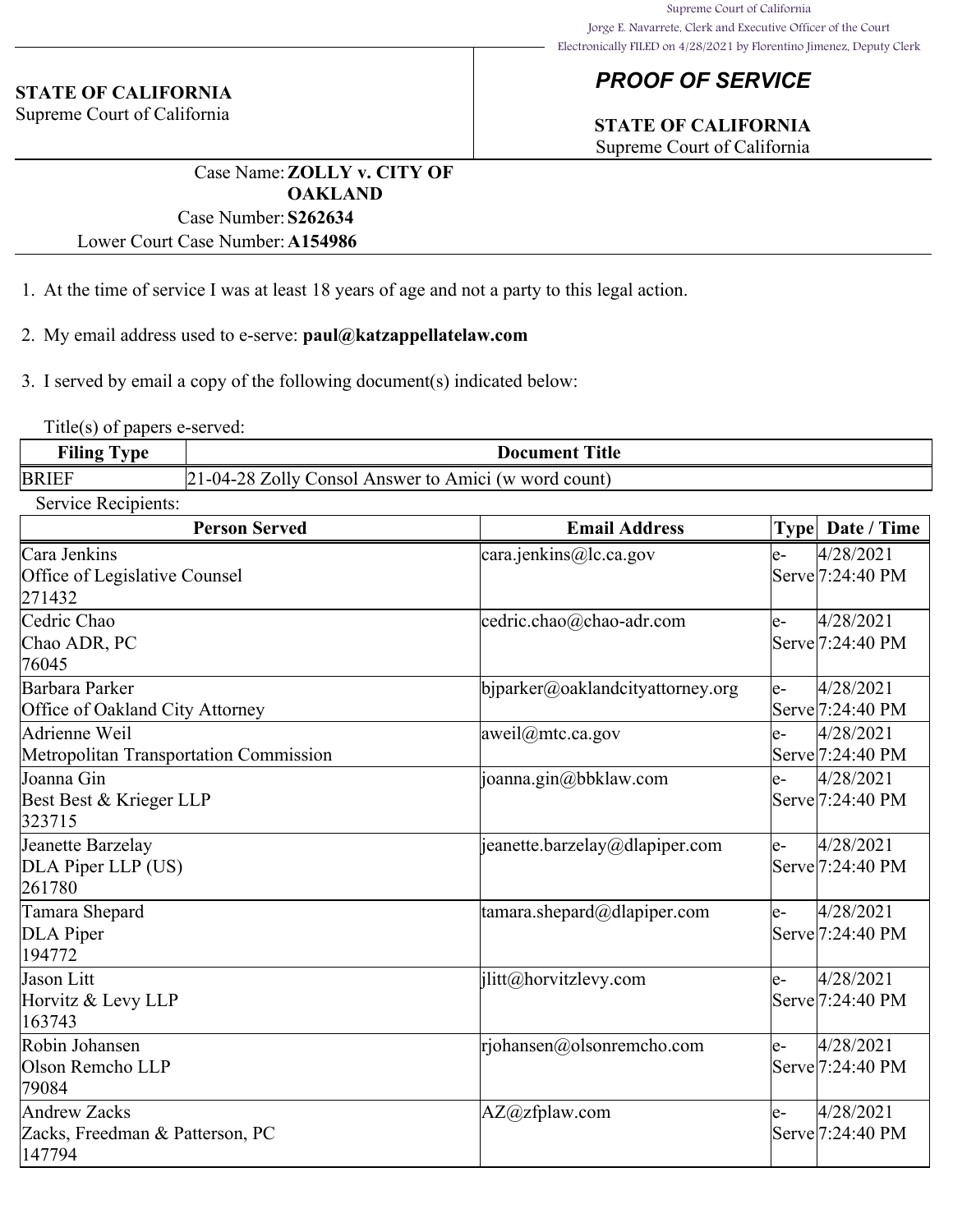Supreme Court of California
Jorge E. Navarrete, Clerk and Executive Officer of the Court
Electronically FILED on 4/28/2021 by Florentino Jimenez, Deputy Clerk

**STATE OF CALIFORNIA**
Supreme Court of California

## *PROOF OF SERVICE*

**STATE OF CALIFORNIA**
Supreme Court of California

Case Name: **ZOLLY v. CITY OF OAKLAND**
Case Number: **S262634**
Lower Court Case Number: **A154986**

1. At the time of service I was at least 18 years of age and not a party to this legal action.

2. My email address used to e-serve: **paul@katzappellatelaw.com**

3. I served by email a copy of the following document(s) indicated below:

Title(s) of papers e-served:

| Filing Type | Document Title |
|---|---|
| BRIEF | 21-04-28 Zolly Consol Answer to Amici (w word count) |

Service Recipients:

| Person Served | Email Address | Type | Date / Time |
|---|---|---|---|
| Cara Jenkins<br>Office of Legislative Counsel<br>271432 | cara.jenkins@lc.ca.gov | e-Serve | 4/28/2021 7:24:40 PM |
| Cedric Chao<br>Chao ADR, PC<br>76045 | cedric.chao@chao-adr.com | e-Serve | 4/28/2021 7:24:40 PM |
| Barbara Parker<br>Office of Oakland City Attorney | bjparker@oaklandcityattorney.org | e-Serve | 4/28/2021 7:24:40 PM |
| Adrienne Weil<br>Metropolitan Transportation Commission | aweil@mtc.ca.gov | e-Serve | 4/28/2021 7:24:40 PM |
| Joanna Gin<br>Best Best & Krieger LLP<br>323715 | joanna.gin@bbklaw.com | e-Serve | 4/28/2021 7:24:40 PM |
| Jeanette Barzelay<br>DLA Piper LLP (US)<br>261780 | jeanette.barzelay@dlapiper.com | e-Serve | 4/28/2021 7:24:40 PM |
| Tamara Shepard<br>DLA Piper<br>194772 | tamara.shepard@dlapiper.com | e-Serve | 4/28/2021 7:24:40 PM |
| Jason Litt<br>Horvitz & Levy LLP<br>163743 | jlitt@horvitzlevy.com | e-Serve | 4/28/2021 7:24:40 PM |
| Robin Johansen<br>Olson Remcho LLP<br>79084 | rjohansen@olsonremcho.com | e-Serve | 4/28/2021 7:24:40 PM |
| Andrew Zacks<br>Zacks, Freedman & Patterson, PC<br>147794 | AZ@zfplaw.com | e-Serve | 4/28/2021 7:24:40 PM |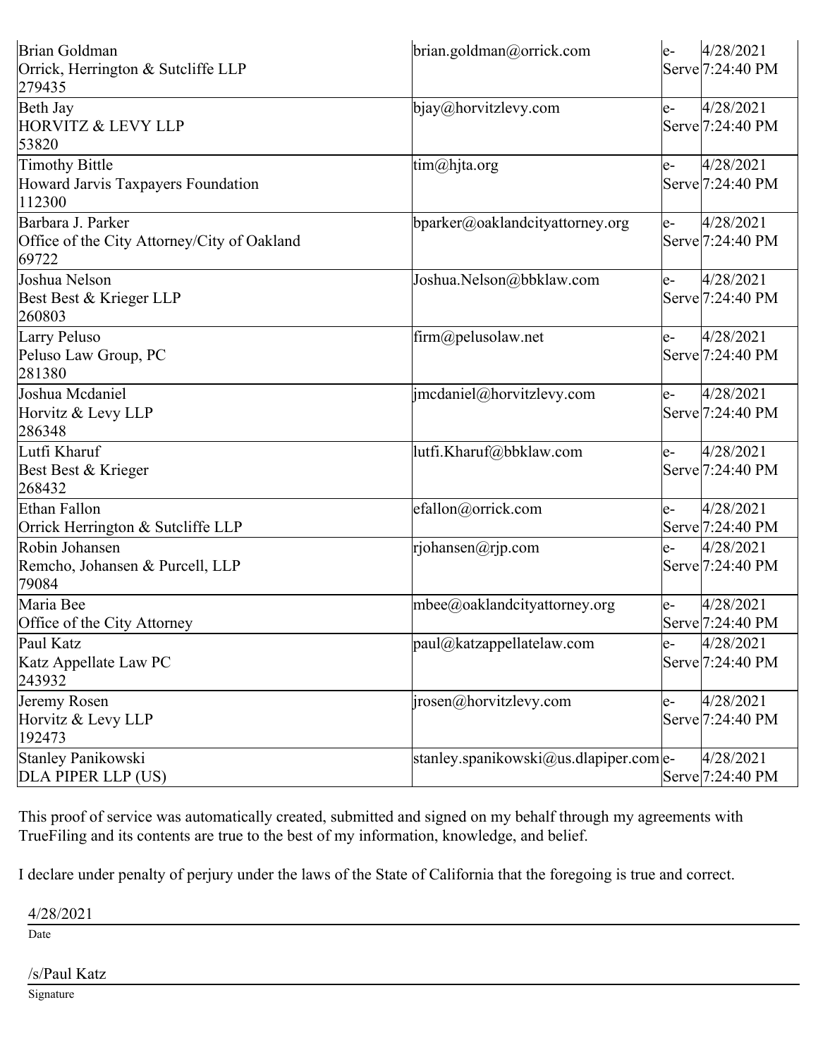| | | | |
|---|---|---|---|
| Brian Goldman<br>Orrick, Herrington & Sutcliffe LLP<br>279435 | brian.goldman@orrick.com | e-Serve | 4/28/2021 7:24:40 PM |
| Beth Jay<br>HORVITZ & LEVY LLP<br>53820 | bjay@horvitzlevy.com | e-Serve | 4/28/2021 7:24:40 PM |
| Timothy Bittle<br>Howard Jarvis Taxpayers Foundation<br>112300 | tim@hjta.org | e-Serve | 4/28/2021 7:24:40 PM |
| Barbara J. Parker<br>Office of the City Attorney/City of Oakland<br>69722 | bparker@oaklandcityattorney.org | e-Serve | 4/28/2021 7:24:40 PM |
| Joshua Nelson<br>Best Best & Krieger LLP<br>260803 | Joshua.Nelson@bbklaw.com | e-Serve | 4/28/2021 7:24:40 PM |
| Larry Peluso<br>Peluso Law Group, PC<br>281380 | firm@pelusolaw.net | e-Serve | 4/28/2021 7:24:40 PM |
| Joshua Mcdaniel<br>Horvitz & Levy LLP<br>286348 | jmcdaniel@horvitzlevy.com | e-Serve | 4/28/2021 7:24:40 PM |
| Lutfi Kharuf<br>Best Best & Krieger<br>268432 | lutfi.Kharuf@bbklaw.com | e-Serve | 4/28/2021 7:24:40 PM |
| Ethan Fallon<br>Orrick Herrington & Sutcliffe LLP | efallon@orrick.com | e-Serve | 4/28/2021 7:24:40 PM |
| Robin Johansen<br>Remcho, Johansen & Purcell, LLP<br>79084 | rjohansen@rjp.com | e-Serve | 4/28/2021 7:24:40 PM |
| Maria Bee<br>Office of the City Attorney | mbee@oaklandcityattorney.org | e-Serve | 4/28/2021 7:24:40 PM |
| Paul Katz<br>Katz Appellate Law PC<br>243932 | paul@katzappellatelaw.com | e-Serve | 4/28/2021 7:24:40 PM |
| Jeremy Rosen<br>Horvitz & Levy LLP<br>192473 | jrosen@horvitzlevy.com | e-Serve | 4/28/2021 7:24:40 PM |
| Stanley Panikowski<br>DLA PIPER LLP (US) | stanley.spanikowski@us.dlapiper.com | e-Serve | 4/28/2021 7:24:40 PM |

This proof of service was automatically created, submitted and signed on my behalf through my agreements with TrueFiling and its contents are true to the best of my information, knowledge, and belief.

I declare under penalty of perjury under the laws of the State of California that the foregoing is true and correct.

4/28/2021

Date

/s/Paul Katz

Signature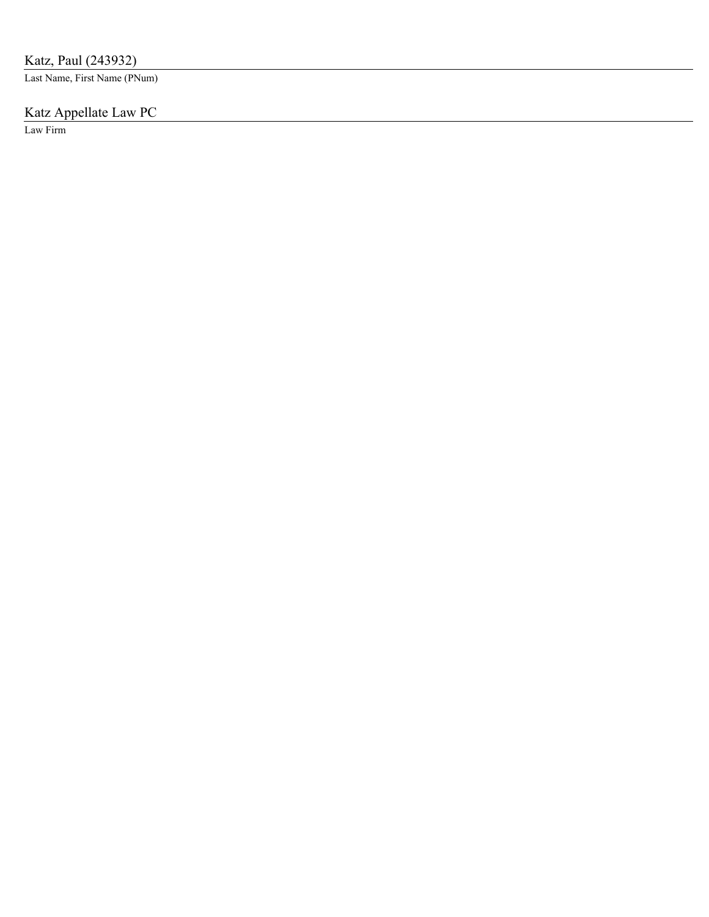Katz, Paul (243932)

Last Name, First Name (PNum)

Katz Appellate Law PC

Law Firm